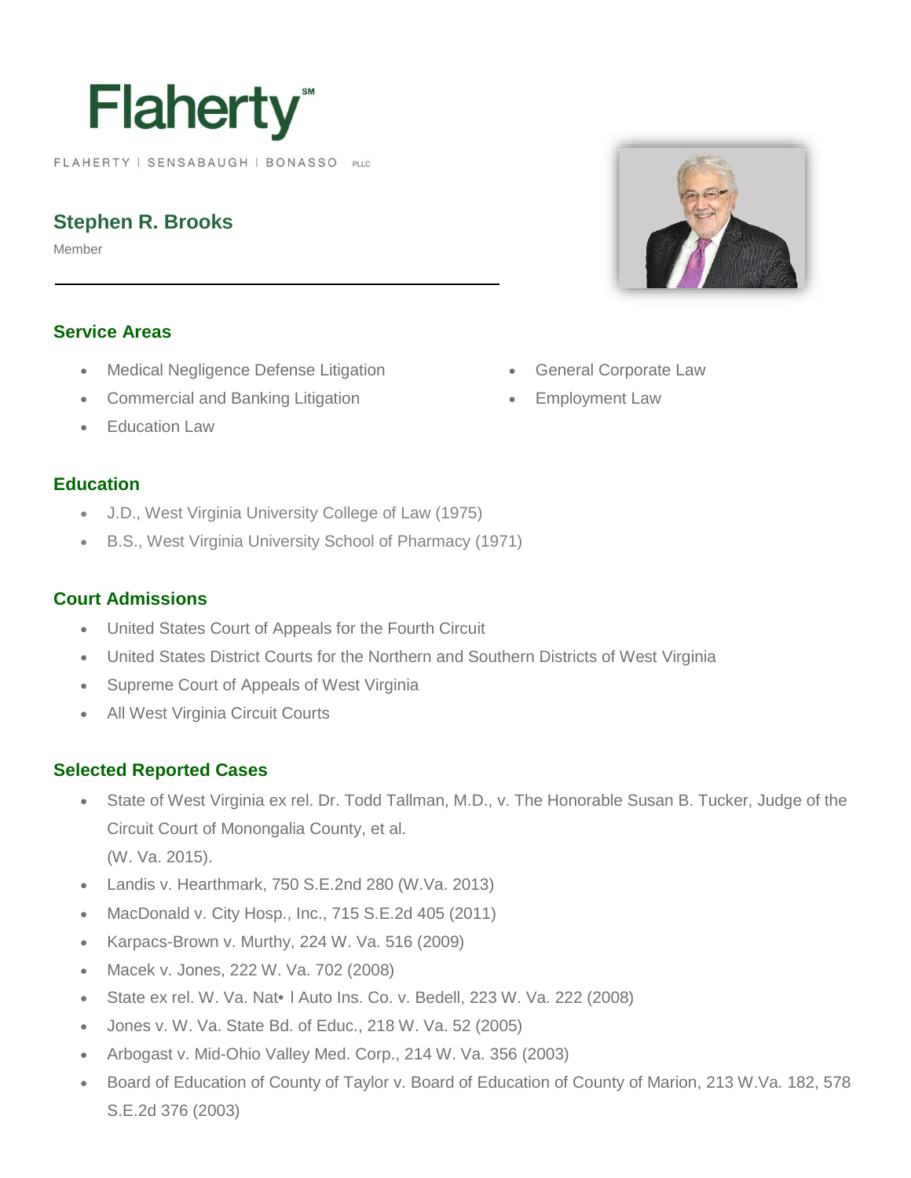Flaherty℠

FLAHERTY | SENSABAUGH | BONASSO PLLC

# Stephen R. Brooks

Member

## Service Areas

- Medical Negligence Defense Litigation
- Commercial and Banking Litigation
- Education Law
- General Corporate Law
- Employment Law

## Education

- J.D., West Virginia University College of Law (1975)
- B.S., West Virginia University School of Pharmacy (1971)

## Court Admissions

- United States Court of Appeals for the Fourth Circuit
- United States District Courts for the Northern and Southern Districts of West Virginia
- Supreme Court of Appeals of West Virginia
- All West Virginia Circuit Courts

## Selected Reported Cases

- State of West Virginia ex rel. Dr. Todd Tallman, M.D., v. The Honorable Susan B. Tucker, Judge of the Circuit Court of Monongalia County, et al.
  (W. Va. 2015).
- Landis v. Hearthmark, 750 S.E.2nd 280 (W.Va. 2013)
- MacDonald v. City Hosp., Inc., 715 S.E.2d 405 (2011)
- Karpacs-Brown v. Murthy, 224 W. Va. 516 (2009)
- Macek v. Jones, 222 W. Va. 702 (2008)
- State ex rel. W. Va. Nat• l Auto Ins. Co. v. Bedell, 223 W. Va. 222 (2008)
- Jones v. W. Va. State Bd. of Educ., 218 W. Va. 52 (2005)
- Arbogast v. Mid-Ohio Valley Med. Corp., 214 W. Va. 356 (2003)
- Board of Education of County of Taylor v. Board of Education of County of Marion, 213 W.Va. 182, 578 S.E.2d 376 (2003)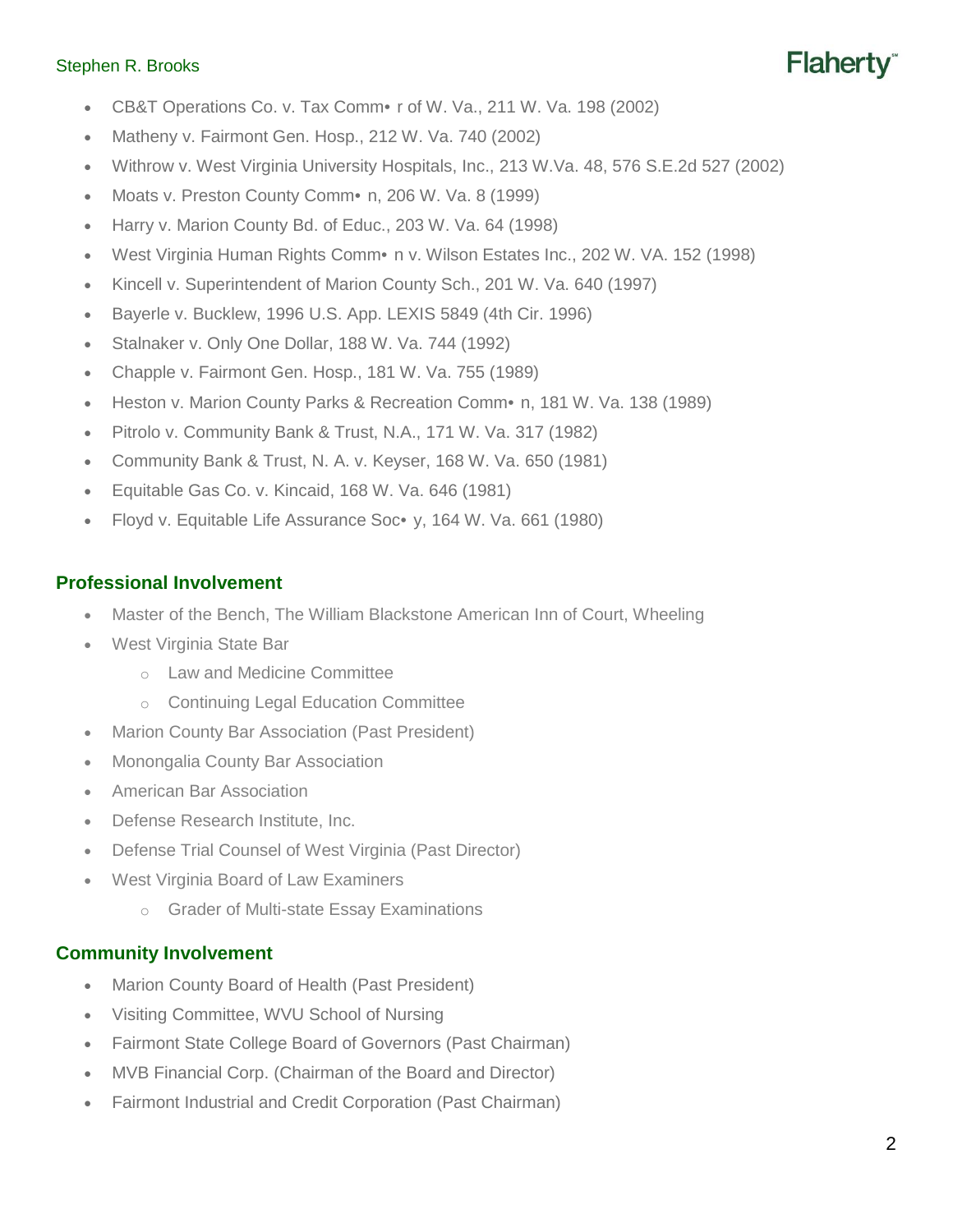- CB&T Operations Co. v. Tax Comm• r of W. Va., 211 W. Va. 198 (2002)
- Matheny v. Fairmont Gen. Hosp., 212 W. Va. 740 (2002)
- Withrow v. West Virginia University Hospitals, Inc., 213 W.Va. 48, 576 S.E.2d 527 (2002)
- Moats v. Preston County Comm• n, 206 W. Va. 8 (1999)
- Harry v. Marion County Bd. of Educ., 203 W. Va. 64 (1998)
- West Virginia Human Rights Comm• n v. Wilson Estates Inc., 202 W. VA. 152 (1998)
- Kincell v. Superintendent of Marion County Sch., 201 W. Va. 640 (1997)
- Bayerle v. Bucklew, 1996 U.S. App. LEXIS 5849 (4th Cir. 1996)
- Stalnaker v. Only One Dollar, 188 W. Va. 744 (1992)
- Chapple v. Fairmont Gen. Hosp., 181 W. Va. 755 (1989)
- Heston v. Marion County Parks & Recreation Comm• n, 181 W. Va. 138 (1989)
- Pitrolo v. Community Bank & Trust, N.A., 171 W. Va. 317 (1982)
- Community Bank & Trust, N. A. v. Keyser, 168 W. Va. 650 (1981)
- Equitable Gas Co. v. Kincaid, 168 W. Va. 646 (1981)
- Floyd v. Equitable Life Assurance Soc• y, 164 W. Va. 661 (1980)

### Professional Involvement

- Master of the Bench, The William Blackstone American Inn of Court, Wheeling
- West Virginia State Bar
  - Law and Medicine Committee
  - Continuing Legal Education Committee
- Marion County Bar Association (Past President)
- Monongalia County Bar Association
- American Bar Association
- Defense Research Institute, Inc.
- Defense Trial Counsel of West Virginia (Past Director)
- West Virginia Board of Law Examiners
  - Grader of Multi-state Essay Examinations

### Community Involvement

- Marion County Board of Health (Past President)
- Visiting Committee, WVU School of Nursing
- Fairmont State College Board of Governors (Past Chairman)
- MVB Financial Corp. (Chairman of the Board and Director)
- Fairmont Industrial and Credit Corporation (Past Chairman)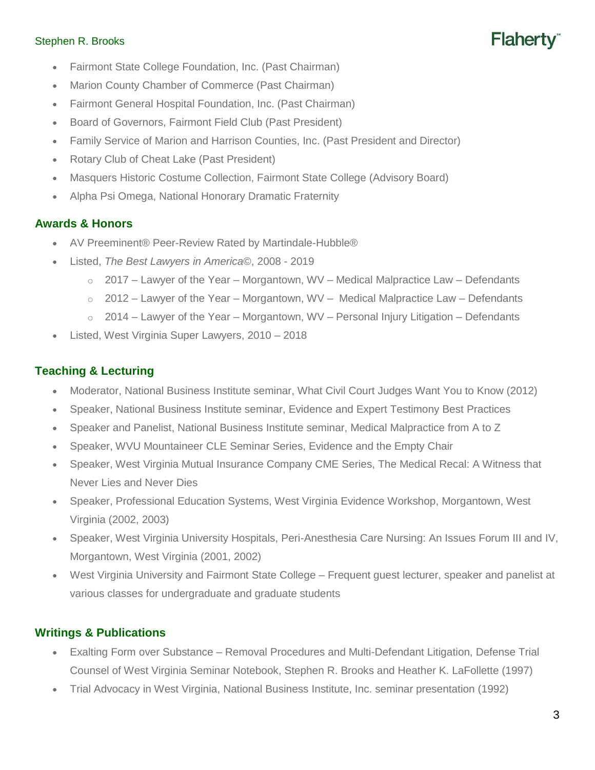- Fairmont State College Foundation, Inc. (Past Chairman)
- Marion County Chamber of Commerce (Past Chairman)
- Fairmont General Hospital Foundation, Inc. (Past Chairman)
- Board of Governors, Fairmont Field Club (Past President)
- Family Service of Marion and Harrison Counties, Inc. (Past President and Director)
- Rotary Club of Cheat Lake (Past President)
- Masquers Historic Costume Collection, Fairmont State College (Advisory Board)
- Alpha Psi Omega, National Honorary Dramatic Fraternity

## Awards & Honors

- AV Preeminent® Peer-Review Rated by Martindale-Hubble®
- Listed, *The Best Lawyers in America*©, 2008 - 2019
  - 2017 – Lawyer of the Year – Morgantown, WV – Medical Malpractice Law – Defendants
  - 2012 – Lawyer of the Year – Morgantown, WV – Medical Malpractice Law – Defendants
  - 2014 – Lawyer of the Year – Morgantown, WV – Personal Injury Litigation – Defendants
- Listed, West Virginia Super Lawyers, 2010 – 2018

## Teaching & Lecturing

- Moderator, National Business Institute seminar, What Civil Court Judges Want You to Know (2012)
- Speaker, National Business Institute seminar, Evidence and Expert Testimony Best Practices
- Speaker and Panelist, National Business Institute seminar, Medical Malpractice from A to Z
- Speaker, WVU Mountaineer CLE Seminar Series, Evidence and the Empty Chair
- Speaker, West Virginia Mutual Insurance Company CME Series, The Medical Recal: A Witness that Never Lies and Never Dies
- Speaker, Professional Education Systems, West Virginia Evidence Workshop, Morgantown, West Virginia (2002, 2003)
- Speaker, West Virginia University Hospitals, Peri-Anesthesia Care Nursing: An Issues Forum III and IV, Morgantown, West Virginia (2001, 2002)
- West Virginia University and Fairmont State College – Frequent guest lecturer, speaker and panelist at various classes for undergraduate and graduate students

## Writings & Publications

- Exalting Form over Substance – Removal Procedures and Multi-Defendant Litigation, Defense Trial Counsel of West Virginia Seminar Notebook, Stephen R. Brooks and Heather K. LaFollette (1997)
- Trial Advocacy in West Virginia, National Business Institute, Inc. seminar presentation (1992)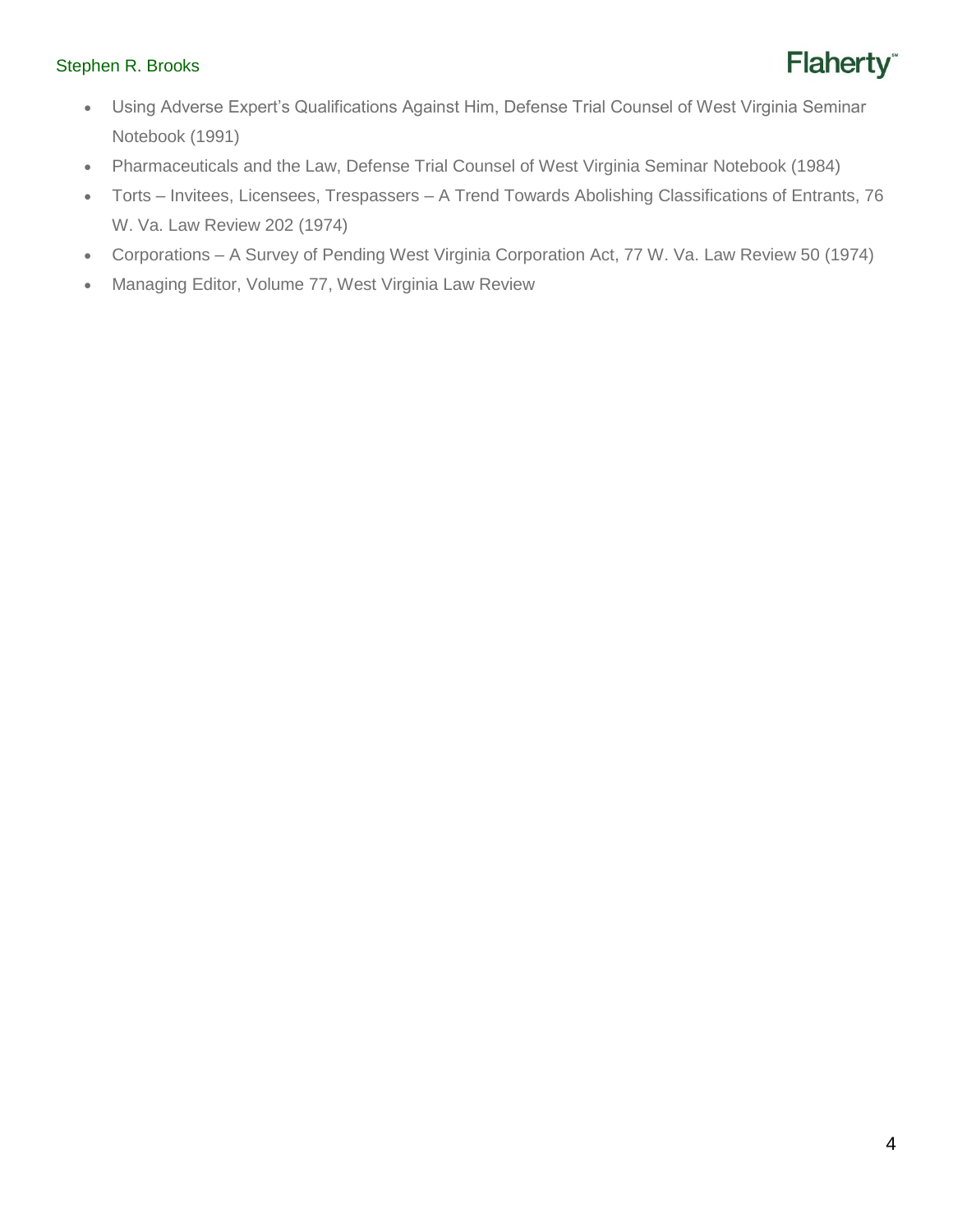- Using Adverse Expert's Qualifications Against Him, Defense Trial Counsel of West Virginia Seminar Notebook (1991)
- Pharmaceuticals and the Law, Defense Trial Counsel of West Virginia Seminar Notebook (1984)
- Torts – Invitees, Licensees, Trespassers – A Trend Towards Abolishing Classifications of Entrants, 76 W. Va. Law Review 202 (1974)
- Corporations – A Survey of Pending West Virginia Corporation Act, 77 W. Va. Law Review 50 (1974)
- Managing Editor, Volume 77, West Virginia Law Review